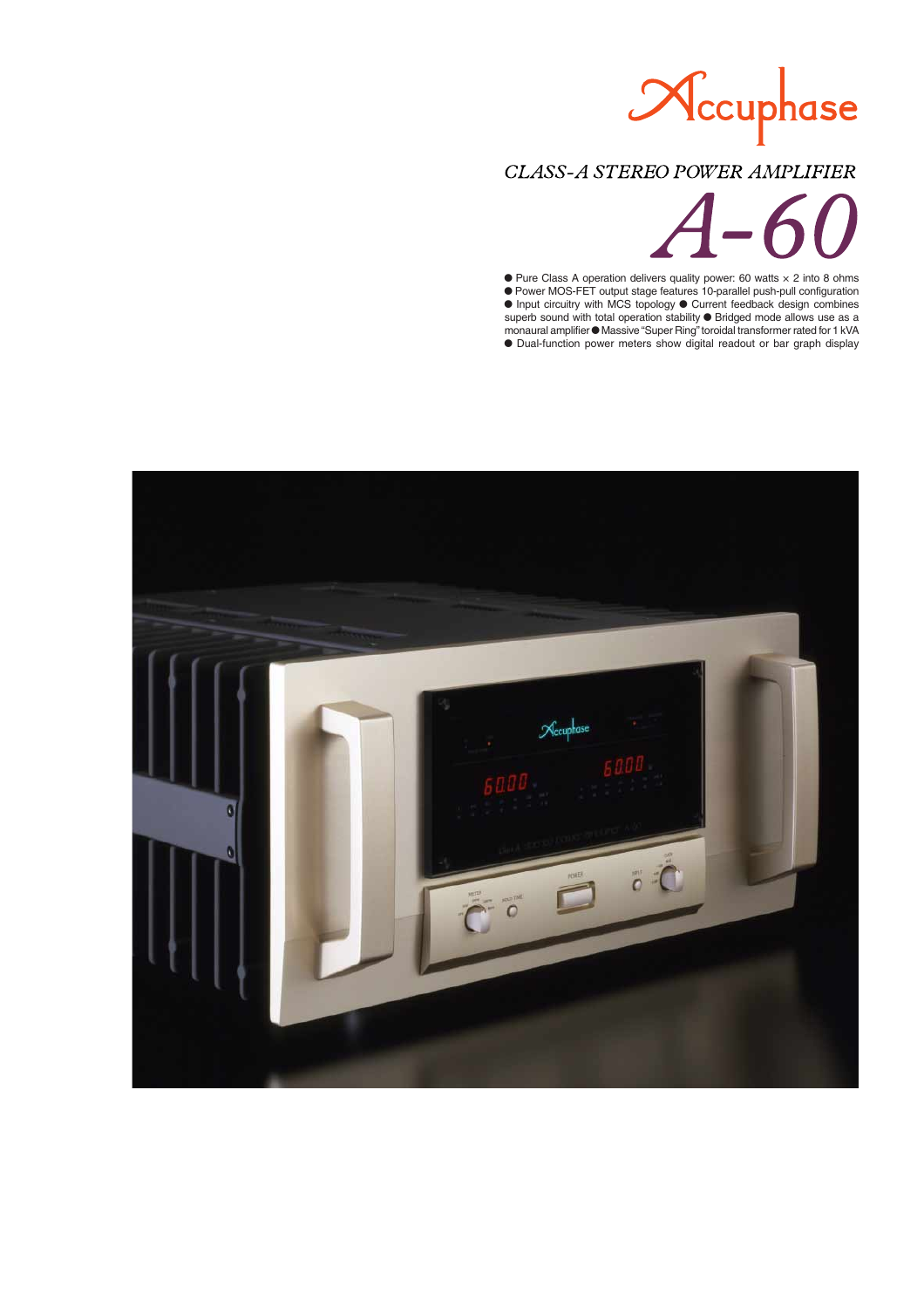# Accuphase

## CLASS-A STEREO POWER AMPLIFIER

# A-60

- Pure Class A operation delivers quality power: 60 watts × 2 into 8 ohms
- Power MOS-FET output stage features 10-parallel push-pull configuration
- Input circuitry with MCS topology
- Current feedback design combines superb sound with total operation stability
- Bridged mode allows use as a monaural amplifier
- Massive "Super Ring" toroidal transformer rated for 1 kVA
- Dual-function power meters show digital readout or bar graph display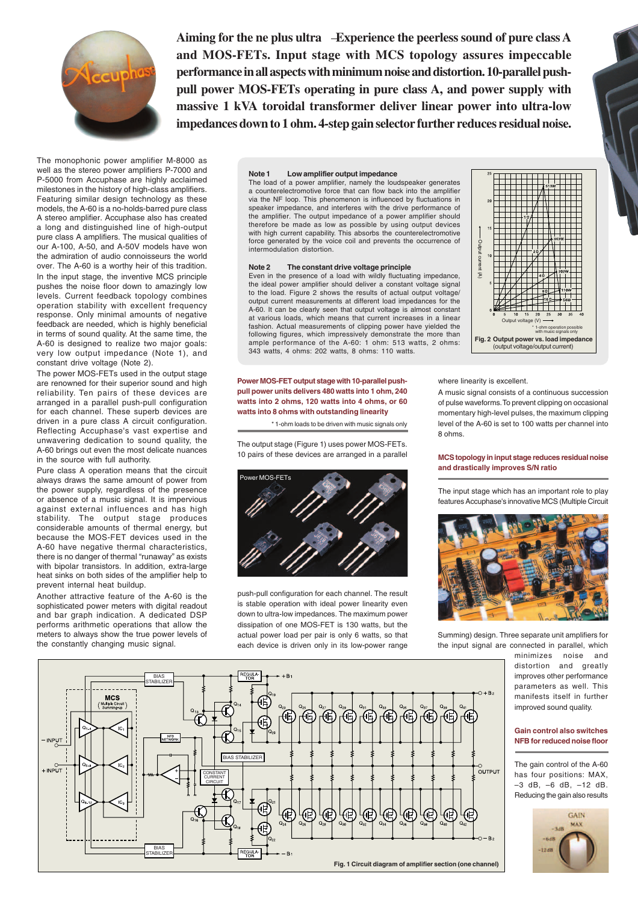**Aiming for the ne plus ultra —Experience the peerless sound of pure class A and MOS-FETs. Input stage with MCS topology assures impeccable performance in all aspects with minimum noise and distortion. 10-parallel push-pull power MOS-FETs operating in pure class A, and power supply with massive 1 kVA toroidal transformer deliver linear power into ultra-low impedances down to 1 ohm. 4-step gain selector further reduces residual noise.**

The monophonic power amplifier M-8000 as well as the stereo power amplifiers P-7000 and P-5000 from Accuphase are highly acclaimed milestones in the history of high-class amplifiers. Featuring similar design technology as these models, the A-60 is a no-holds-barred pure class A stereo amplifier. Accuphase also has created a long and distinguished line of high-output pure class A amplifiers. The musical qualities of our A-100, A-50, and A-50V models have won the admiration of audio connoisseurs the world over. The A-60 is a worthy heir of this tradition.

In the input stage, the inventive MCS principle pushes the noise floor down to amazingly low levels. Current feedback topology combines operation stability with excellent frequency response. Only minimal amounts of negative feedback are needed, which is highly beneficial in terms of sound quality. At the same time, the A-60 is designed to realize two major goals: very low output impedance (Note 1), and constant drive voltage (Note 2).

The power MOS-FETs used in the output stage are renowned for their superior sound and high reliability. Ten pairs of these devices are arranged in a parallel push-pull configuration for each channel. These superb devices are driven in a pure class A circuit configuration. Reflecting Accuphase's vast expertise and unwavering dedication to sound quality, the A-60 brings out even the most delicate nuances in the source with full authority.

Pure class A operation means that the circuit always draws the same amount of power from the power supply, regardless of the presence or absence of a music signal. It is impervious against external influences and has high stability. The output stage produces considerable amounts of thermal energy, but because the MOS-FET devices used in the A-60 have negative thermal characteristics, there is no danger of thermal "runaway" as exists with bipolar transistors. In addition, extra-large heat sinks on both sides of the amplifier help to prevent internal heat buildup.

Another attractive feature of the A-60 is the sophisticated power meters with digital readout and bar graph indication. A dedicated DSP performs arithmetic operations that allow the meters to always show the true power levels of the constantly changing music signal.

**Note 1 Low amplifier output impedance**
The load of a power amplifier, namely the loudspeaker generates a counterelectromotive force that can flow back into the amplifier via the NF loop. This phenomenon is influenced by fluctuations in speaker impedance, and interferes with the drive performance of the amplifier. The output impedance of a power amplifier should therefore be made as low as possible by using output devices with high current capability. This absorbs the counterelectromotive force generated by the voice coil and prevents the occurrence of intermodulation distortion.

**Note 2 The constant drive voltage principle**
Even in the presence of a load with wildly fluctuating impedance, the ideal power amplifier should deliver a constant voltage signal to the load. Figure 2 shows the results of actual output voltage/output current measurements at different load impedances for the A-60. It can be clearly seen that output voltage is almost constant at various loads, which means that current increases in a linear fashion. Actual measurements of clipping power have yielded the following figures, which impressively demonstrate the more than ample performance of the A-60: 1 ohm: 513 watts, 2 ohms: 343 watts, 4 ohms: 202 watts, 8 ohms: 110 watts.

\* 1-ohm operation possible with music signals only

**Fig. 2 Output power vs. load impedance** (output voltage/output current)

### Power MOS-FET output stage with 10-parallel push-pull power units delivers 480 watts into 1 ohm, 240 watts into 2 ohms, 120 watts into 4 ohms, or 60 watts into 8 ohms with outstanding linearity

\* 1-ohm loads to be driven with music signals only

The output stage (Figure 1) uses power MOS-FETs. 10 pairs of these devices are arranged in a parallel push-pull configuration for each channel. The result is stable operation with ideal power linearity even down to ultra-low impedances. The maximum power dissipation of one MOS-FET is 130 watts, but the actual power load per pair is only 6 watts, so that each device is driven only in its low-power range where linearity is excellent.

A music signal consists of a continuous succession of pulse waveforms. To prevent clipping on occasional momentary high-level pulses, the maximum clipping level of the A-60 is set to 100 watts per channel into 8 ohms.

### MCS topology in input stage reduces residual noise and drastically improves S/N ratio

The input stage which has an important role to play features Accuphase's innovative MCS (Multiple Circuit Summing) design. Three separate unit amplifiers for the input signal are connected in parallel, which minimizes noise and distortion and greatly improves other performance parameters as well. This manifests itself in further improved sound quality.

### Gain control also switches NFB for reduced noise floor

The gain control of the A-60 has four positions: MAX, −3 dB, −6 dB, −12 dB. Reducing the gain also results

**Fig. 1 Circuit diagram of amplifier section (one channel)**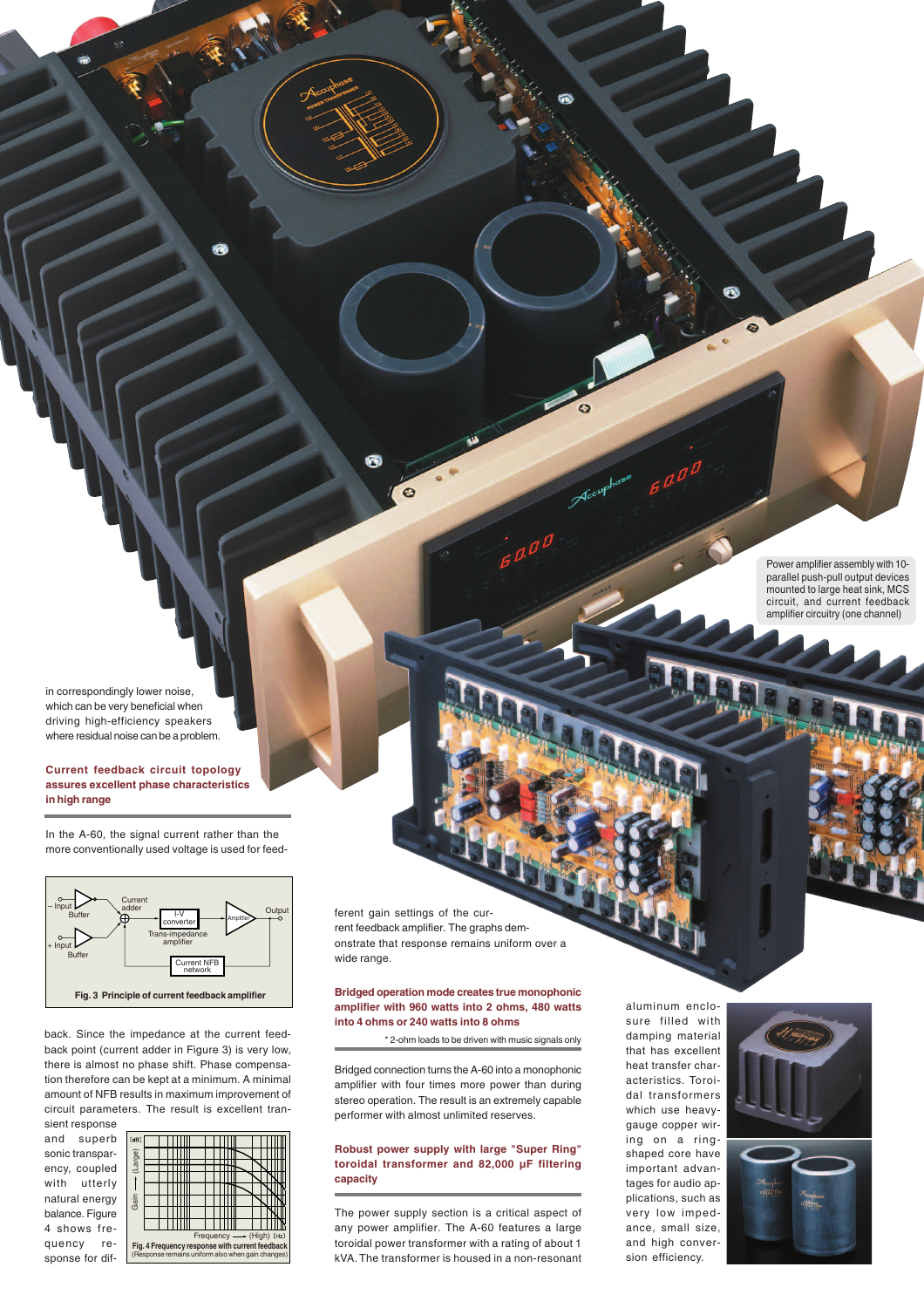Power amplifier assembly with 10-parallel push-pull output devices mounted to large heat sink, MCS circuit, and current feedback amplifier circuitry (one channel)

in correspondingly lower noise, which can be very beneficial when driving high-efficiency speakers where residual noise can be a problem.

### Current feedback circuit topology assures excellent phase characteristics in high range

In the A-60, the signal current rather than the more conventionally used voltage is used for feedback. Since the impedance at the current feedback point (current adder in Figure 3) is very low, there is almost no phase shift. Phase compensation therefore can be kept at a minimum. A minimal amount of NFB results in maximum improvement of circuit parameters. The result is excellent transient response and superb sonic transparency, coupled with utterly natural energy balance. Figure 4 shows frequency response for different gain settings of the current feedback amplifier. The graphs demonstrate that response remains uniform over a wide range.

Fig. 3 Principle of current feedback amplifier

Fig. 4 Frequency response with current feedback (Response remains uniform also when gain changes)

### Bridged operation mode creates true monophonic amplifier with 960 watts into 2 ohms, 480 watts into 4 ohms or 240 watts into 8 ohms

\* 2-ohm loads to be driven with music signals only

Bridged connection turns the A-60 into a monophonic amplifier with four times more power than during stereo operation. The result is an extremely capable performer with almost unlimited reserves.

### Robust power supply with large "Super Ring" toroidal transformer and 82,000 µF filtering capacity

The power supply section is a critical aspect of any power amplifier. The A-60 features a large toroidal power transformer with a rating of about 1 kVA. The transformer is housed in a non-resonant aluminum enclosure filled with damping material that has excellent heat transfer characteristics. Toroidal transformers which use heavy-gauge copper wiring on a ring-shaped core have important advantages for audio applications, such as very low impedance, small size, and high conversion efficiency.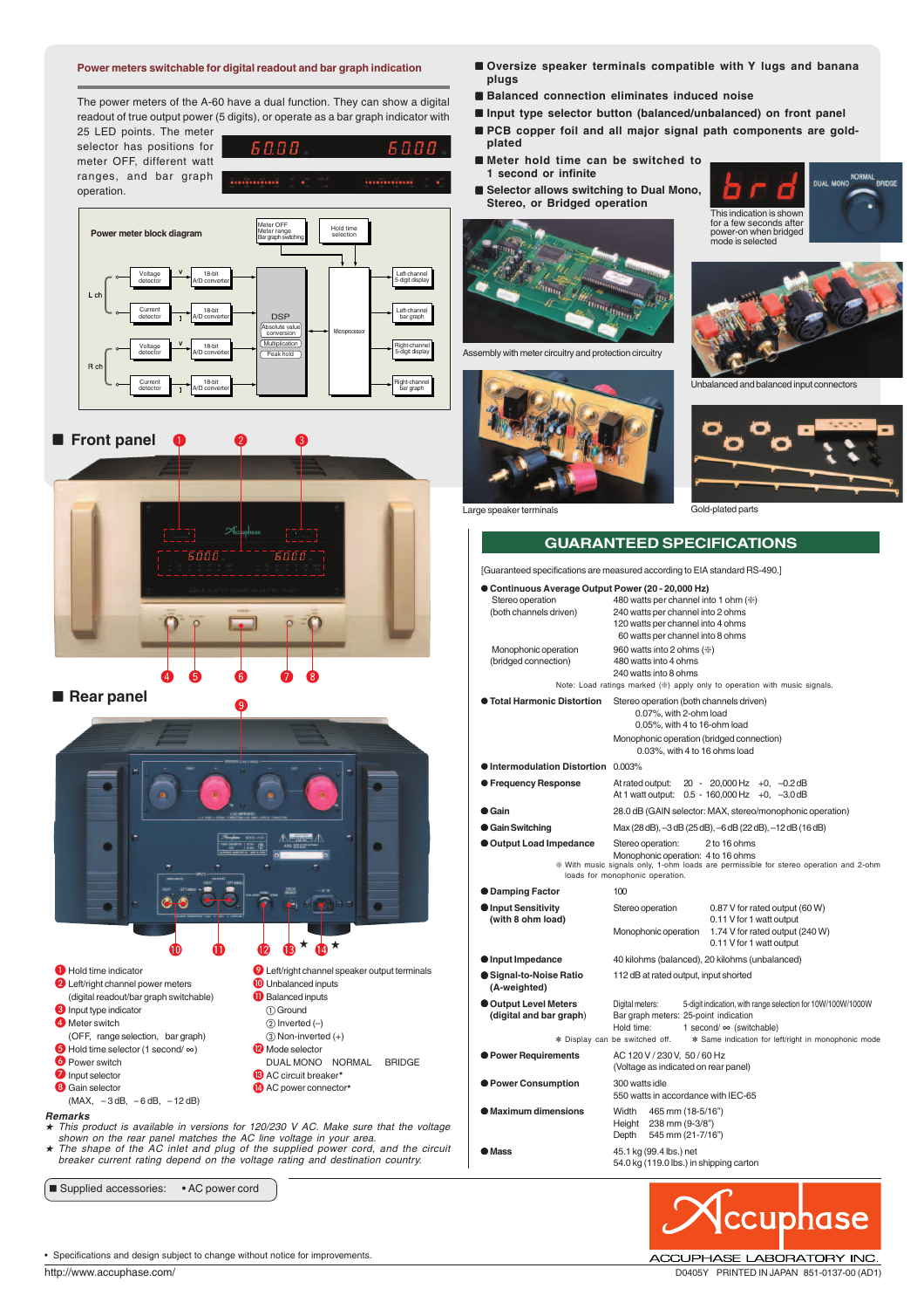### Power meters switchable for digital readout and bar graph indication

The power meters of the A-60 have a dual function. They can show a digital readout of true output power (5 digits), or operate as a bar graph indicator with 25 LED points. The meter selector has positions for meter OFF, different watt ranges, and bar graph operation.

Power meter block diagram

Meter OFF
Meter range
Bar graph switching

Hold time selection

L ch

R ch

Voltage detector

Current detector

18-bit A/D converter

DSP
Absolute value conversion
Multiplication
Peak hold

Microprocessor

Left-channel 5-digit display

Left-channel bar graph

Right-channel 5-digit display

Right-channel bar graph

- **Oversize speaker terminals compatible with Y lugs and banana plugs**
- **Balanced connection eliminates induced noise**
- **Input type selector button (balanced/unbalanced) on front panel**
- **PCB copper foil and all major signal path components are gold-plated**
- **Meter hold time can be switched to 1 second or infinite**
- **Selector allows switching to Dual Mono, Stereo, or Bridged operation**

This indication is shown for a few seconds after power-on when bridged mode is selected

Assembly with meter circuitry and protection circuitry

Unbalanced and balanced input connectors

Large speaker terminals

Gold-plated parts

## Front panel

## Rear panel

1. Hold time indicator
2. Left/right channel power meters (digital readout/bar graph switchable)
3. Input type indicator
4. Meter switch (OFF, range selection, bar graph)
5. Hold time selector (1 second/ ∞)
6. Power switch
7. Input selector
8. Gain selector (MAX, −3 dB, −6 dB, −12 dB)
9. Left/right channel speaker output terminals
10. Unbalanced inputs
11. Balanced inputs
    ① Ground
    ② Inverted (−)
    ③ Non-inverted (+)
12. Mode selector
    DUAL MONO  NORMAL  BRIDGE
13. AC circuit breaker*
14. AC power connector*

***Remarks***

★ *This product is available in versions for 120/230 V AC. Make sure that the voltage shown on the rear panel matches the AC line voltage in your area.*

★ *The shape of the AC inlet and plug of the supplied power cord, and the circuit breaker current rating depend on the voltage rating and destination country.*

■ Supplied accessories: • AC power cord

## GUARANTEED SPECIFICATIONS

[Guaranteed specifications are measured according to EIA standard RS-490.]

| | | |
|---|---|---|
| **● Continuous Average Output Power (20 - 20,000 Hz)** | | |
| Stereo operation (both channels driven) | 480 watts per channel into 1 ohm (❈) | |
| | 240 watts per channel into 2 ohms | |
| | 120 watts per channel into 4 ohms | |
| | 60 watts per channel into 8 ohms | |
| Monophonic operation (bridged connection) | 960 watts into 2 ohms (❈) | |
| | 480 watts into 4 ohms | |
| | 240 watts into 8 ohms | |
| Note: Load ratings marked (❈) apply only to operation with music signals. | | |
| **● Total Harmonic Distortion** | Stereo operation (both channels driven) | |
| | 0.07%, with 2-ohm load | |
| | 0.05%, with 4 to 16-ohm load | |
| | Monophonic operation (bridged connection) | |
| | 0.03%, with 4 to 16 ohms load | |
| **● Intermodulation Distortion** | 0.003% | |
| **● Frequency Response** | At rated output: 20 - 20,000 Hz +0, −0.2 dB | |
| | At 1 watt output: 0.5 - 160,000 Hz +0, −3.0 dB | |
| **● Gain** | 28.0 dB (GAIN selector: MAX, stereo/monophonic operation) | |
| **● Gain Switching** | Max (28 dB), −3 dB (25 dB), −6 dB (22 dB), −12 dB (16 dB) | |
| **● Output Load Impedance** | Stereo operation: | 2 to 16 ohms |
| | Monophonic operation: | 4 to 16 ohms |
| ❈ With music signals only, 1-ohm loads are permissible for stereo operation and 2-ohm loads for monophonic operation. | | |
| **● Damping Factor** | 100 | |
| **● Input Sensitivity (with 8 ohm load)** | Stereo operation | 0.87 V for rated output (60 W) |
| | | 0.11 V for 1 watt output |
| | Monophonic operation | 1.74 V for rated output (240 W) |
| | | 0.11 V for 1 watt output |
| **● Input Impedance** | 40 kilohms (balanced), 20 kilohms (unbalanced) | |
| **● Signal-to-Noise Ratio (A-weighted)** | 112 dB at rated output, input shorted | |
| **● Output Level Meters (digital and bar graph)** | Digital meters: | 5-digit indication, with range selection for 10W/100W/1000W |
| | Bar graph meters: | 25-point indication |
| | Hold time: | 1 second/ ∞ (switchable) |
| ❈ Display can be switched off. ❈ Same indication for left/right in monophonic mode | | |
| **● Power Requirements** | AC 120 V / 230 V, 50 / 60 Hz (Voltage as indicated on rear panel) | |
| **● Power Consumption** | 300 watts idle | |
| | 550 watts in accordance with IEC-65 | |
| **● Maximum dimensions** | Width 465 mm (18-5/16") | |
| | Height 238 mm (9-3/8") | |
| | Depth 545 mm (21-7/16") | |
| **● Mass** | 45.1 kg (99.4 lbs.) net | |
| | 54.0 kg (119.0 lbs.) in shipping carton | |

Accuphase

ACCUPHASE LABORATORY INC.

• Specifications and design subject to change without notice for improvements.

http://www.accuphase.com/

D0405Y PRINTED IN JAPAN 851-0137-00 (AD1)